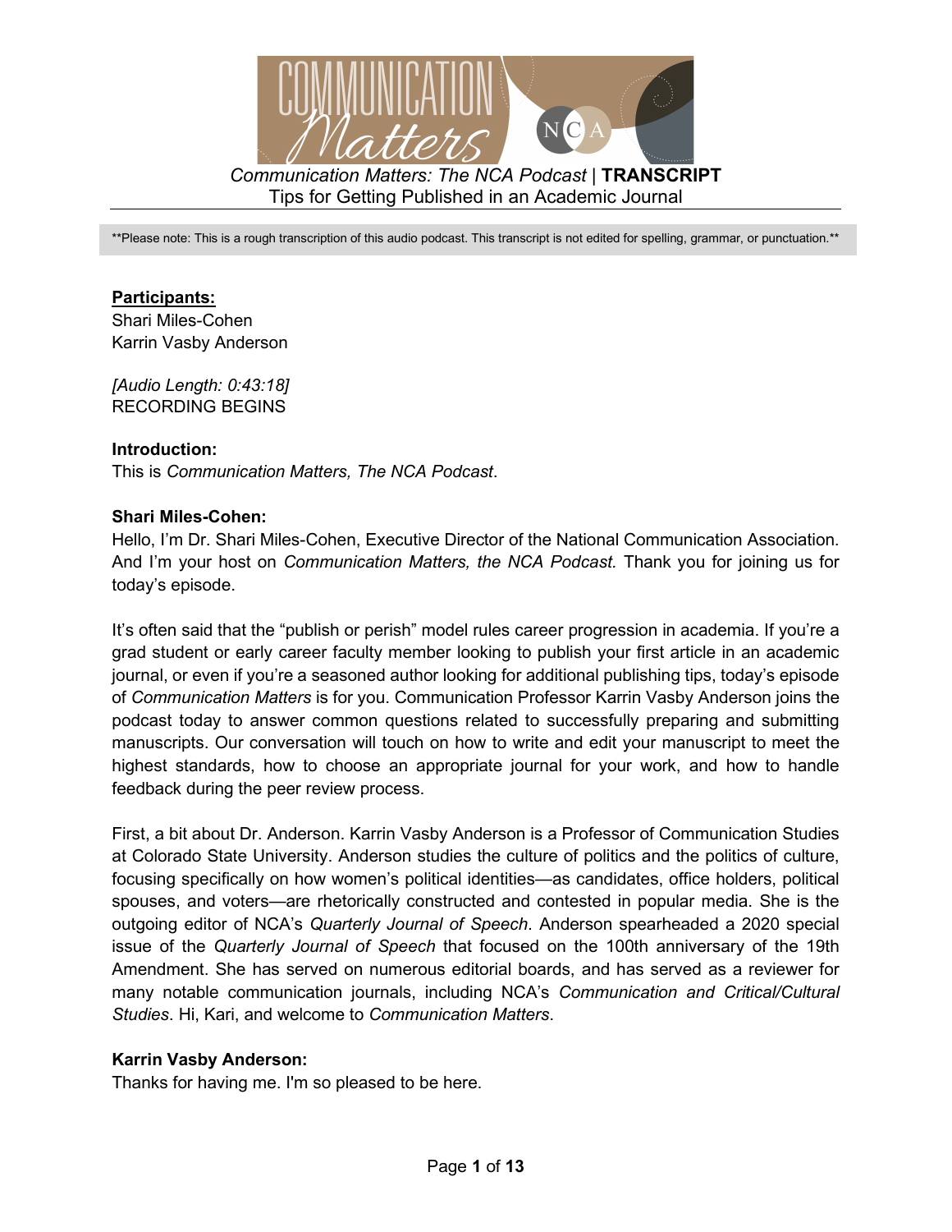*Communication Matters: The NCA Podcast* | **TRANSCRIPT**
Tips for Getting Published in an Academic Journal

**Please note: This is a rough transcription of this audio podcast. This transcript is not edited for spelling, grammar, or punctuation.**

**Participants:**
Shari Miles-Cohen
Karrin Vasby Anderson

*[Audio Length: 0:43:18]*
RECORDING BEGINS

**Introduction:**
This is *Communication Matters, The NCA Podcast*.

**Shari Miles-Cohen:**
Hello, I'm Dr. Shari Miles-Cohen, Executive Director of the National Communication Association. And I'm your host on *Communication Matters, the NCA Podcast.* Thank you for joining us for today's episode.

It's often said that the "publish or perish" model rules career progression in academia. If you're a grad student or early career faculty member looking to publish your first article in an academic journal, or even if you're a seasoned author looking for additional publishing tips, today's episode of *Communication Matters* is for you. Communication Professor Karrin Vasby Anderson joins the podcast today to answer common questions related to successfully preparing and submitting manuscripts. Our conversation will touch on how to write and edit your manuscript to meet the highest standards, how to choose an appropriate journal for your work, and how to handle feedback during the peer review process.

First, a bit about Dr. Anderson. Karrin Vasby Anderson is a Professor of Communication Studies at Colorado State University. Anderson studies the culture of politics and the politics of culture, focusing specifically on how women's political identities—as candidates, office holders, political spouses, and voters—are rhetorically constructed and contested in popular media. She is the outgoing editor of NCA's *Quarterly Journal of Speech*. Anderson spearheaded a 2020 special issue of the *Quarterly Journal of Speech* that focused on the 100th anniversary of the 19th Amendment. She has served on numerous editorial boards, and has served as a reviewer for many notable communication journals, including NCA's *Communication and Critical/Cultural Studies*. Hi, Kari, and welcome to *Communication Matters*.

**Karrin Vasby Anderson:**
Thanks for having me. I'm so pleased to be here.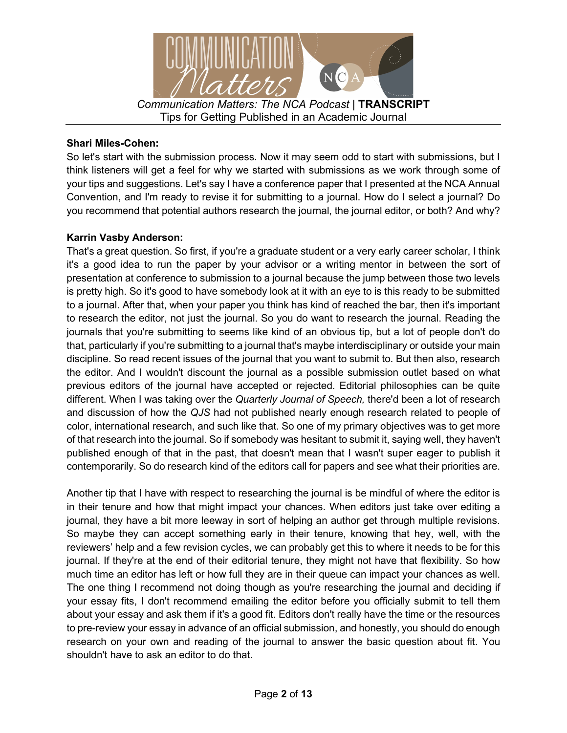**Shari Miles-Cohen:**

So let's start with the submission process. Now it may seem odd to start with submissions, but I think listeners will get a feel for why we started with submissions as we work through some of your tips and suggestions. Let's say I have a conference paper that I presented at the NCA Annual Convention, and I'm ready to revise it for submitting to a journal. How do I select a journal? Do you recommend that potential authors research the journal, the journal editor, or both? And why?

**Karrin Vasby Anderson:**

That's a great question. So first, if you're a graduate student or a very early career scholar, I think it's a good idea to run the paper by your advisor or a writing mentor in between the sort of presentation at conference to submission to a journal because the jump between those two levels is pretty high. So it's good to have somebody look at it with an eye to is this ready to be submitted to a journal. After that, when your paper you think has kind of reached the bar, then it's important to research the editor, not just the journal. So you do want to research the journal. Reading the journals that you're submitting to seems like kind of an obvious tip, but a lot of people don't do that, particularly if you're submitting to a journal that's maybe interdisciplinary or outside your main discipline. So read recent issues of the journal that you want to submit to. But then also, research the editor. And I wouldn't discount the journal as a possible submission outlet based on what previous editors of the journal have accepted or rejected. Editorial philosophies can be quite different. When I was taking over the *Quarterly Journal of Speech,* there'd been a lot of research and discussion of how the *QJS* had not published nearly enough research related to people of color, international research, and such like that. So one of my primary objectives was to get more of that research into the journal. So if somebody was hesitant to submit it, saying well, they haven't published enough of that in the past, that doesn't mean that I wasn't super eager to publish it contemporarily. So do research kind of the editors call for papers and see what their priorities are.

Another tip that I have with respect to researching the journal is be mindful of where the editor is in their tenure and how that might impact your chances. When editors just take over editing a journal, they have a bit more leeway in sort of helping an author get through multiple revisions. So maybe they can accept something early in their tenure, knowing that hey, well, with the reviewers' help and a few revision cycles, we can probably get this to where it needs to be for this journal. If they're at the end of their editorial tenure, they might not have that flexibility. So how much time an editor has left or how full they are in their queue can impact your chances as well. The one thing I recommend not doing though as you're researching the journal and deciding if your essay fits, I don't recommend emailing the editor before you officially submit to tell them about your essay and ask them if it's a good fit. Editors don't really have the time or the resources to pre-review your essay in advance of an official submission, and honestly, you should do enough research on your own and reading of the journal to answer the basic question about fit. You shouldn't have to ask an editor to do that.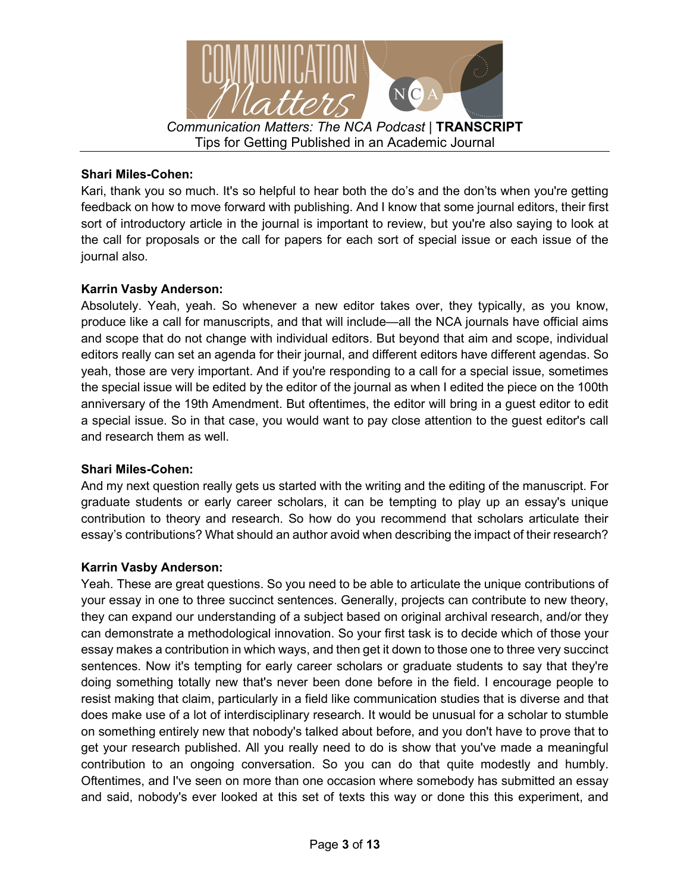**Shari Miles-Cohen:**
Kari, thank you so much. It's so helpful to hear both the do's and the don'ts when you're getting feedback on how to move forward with publishing. And I know that some journal editors, their first sort of introductory article in the journal is important to review, but you're also saying to look at the call for proposals or the call for papers for each sort of special issue or each issue of the journal also.

**Karrin Vasby Anderson:**
Absolutely. Yeah, yeah. So whenever a new editor takes over, they typically, as you know, produce like a call for manuscripts, and that will include—all the NCA journals have official aims and scope that do not change with individual editors. But beyond that aim and scope, individual editors really can set an agenda for their journal, and different editors have different agendas. So yeah, those are very important. And if you're responding to a call for a special issue, sometimes the special issue will be edited by the editor of the journal as when I edited the piece on the 100th anniversary of the 19th Amendment. But oftentimes, the editor will bring in a guest editor to edit a special issue. So in that case, you would want to pay close attention to the guest editor's call and research them as well.

**Shari Miles-Cohen:**
And my next question really gets us started with the writing and the editing of the manuscript. For graduate students or early career scholars, it can be tempting to play up an essay's unique contribution to theory and research. So how do you recommend that scholars articulate their essay's contributions? What should an author avoid when describing the impact of their research?

**Karrin Vasby Anderson:**
Yeah. These are great questions. So you need to be able to articulate the unique contributions of your essay in one to three succinct sentences. Generally, projects can contribute to new theory, they can expand our understanding of a subject based on original archival research, and/or they can demonstrate a methodological innovation. So your first task is to decide which of those your essay makes a contribution in which ways, and then get it down to those one to three very succinct sentences. Now it's tempting for early career scholars or graduate students to say that they're doing something totally new that's never been done before in the field. I encourage people to resist making that claim, particularly in a field like communication studies that is diverse and that does make use of a lot of interdisciplinary research. It would be unusual for a scholar to stumble on something entirely new that nobody's talked about before, and you don't have to prove that to get your research published. All you really need to do is show that you've made a meaningful contribution to an ongoing conversation. So you can do that quite modestly and humbly. Oftentimes, and I've seen on more than one occasion where somebody has submitted an essay and said, nobody's ever looked at this set of texts this way or done this this experiment, and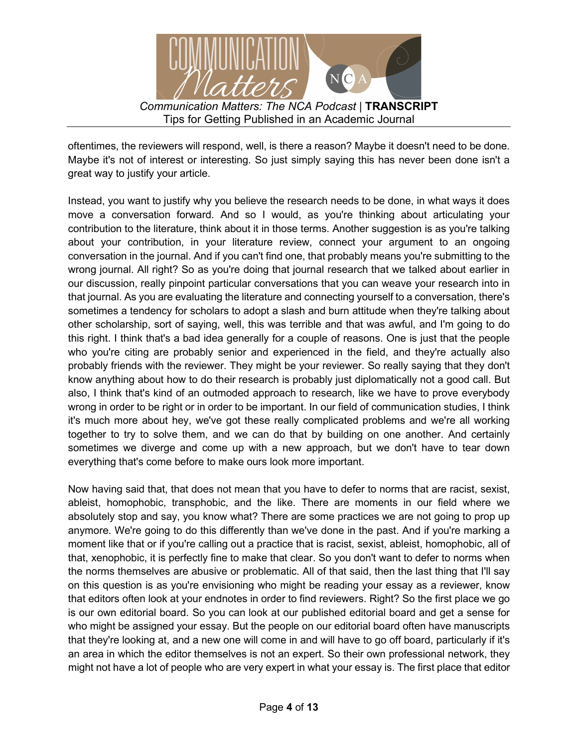oftentimes, the reviewers will respond, well, is there a reason? Maybe it doesn't need to be done. Maybe it's not of interest or interesting. So just simply saying this has never been done isn't a great way to justify your article.

Instead, you want to justify why you believe the research needs to be done, in what ways it does move a conversation forward. And so I would, as you're thinking about articulating your contribution to the literature, think about it in those terms. Another suggestion is as you're talking about your contribution, in your literature review, connect your argument to an ongoing conversation in the journal. And if you can't find one, that probably means you're submitting to the wrong journal. All right? So as you're doing that journal research that we talked about earlier in our discussion, really pinpoint particular conversations that you can weave your research into in that journal. As you are evaluating the literature and connecting yourself to a conversation, there's sometimes a tendency for scholars to adopt a slash and burn attitude when they're talking about other scholarship, sort of saying, well, this was terrible and that was awful, and I'm going to do this right. I think that's a bad idea generally for a couple of reasons. One is just that the people who you're citing are probably senior and experienced in the field, and they're actually also probably friends with the reviewer. They might be your reviewer. So really saying that they don't know anything about how to do their research is probably just diplomatically not a good call. But also, I think that's kind of an outmoded approach to research, like we have to prove everybody wrong in order to be right or in order to be important. In our field of communication studies, I think it's much more about hey, we've got these really complicated problems and we're all working together to try to solve them, and we can do that by building on one another. And certainly sometimes we diverge and come up with a new approach, but we don't have to tear down everything that's come before to make ours look more important.

Now having said that, that does not mean that you have to defer to norms that are racist, sexist, ableist, homophobic, transphobic, and the like. There are moments in our field where we absolutely stop and say, you know what? There are some practices we are not going to prop up anymore. We're going to do this differently than we've done in the past. And if you're marking a moment like that or if you're calling out a practice that is racist, sexist, ableist, homophobic, all of that, xenophobic, it is perfectly fine to make that clear. So you don't want to defer to norms when the norms themselves are abusive or problematic. All of that said, then the last thing that I'll say on this question is as you're envisioning who might be reading your essay as a reviewer, know that editors often look at your endnotes in order to find reviewers. Right? So the first place we go is our own editorial board. So you can look at our published editorial board and get a sense for who might be assigned your essay. But the people on our editorial board often have manuscripts that they're looking at, and a new one will come in and will have to go off board, particularly if it's an area in which the editor themselves is not an expert. So their own professional network, they might not have a lot of people who are very expert in what your essay is. The first place that editor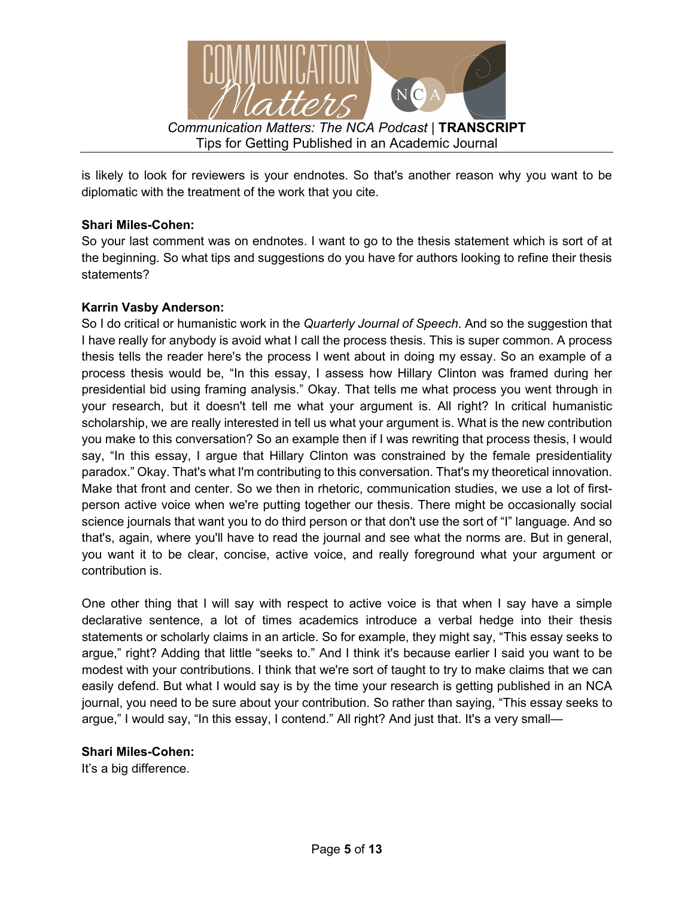is likely to look for reviewers is your endnotes. So that's another reason why you want to be diplomatic with the treatment of the work that you cite.

**Shari Miles-Cohen:**
So your last comment was on endnotes. I want to go to the thesis statement which is sort of at the beginning. So what tips and suggestions do you have for authors looking to refine their thesis statements?

**Karrin Vasby Anderson:**
So I do critical or humanistic work in the *Quarterly Journal of Speech*. And so the suggestion that I have really for anybody is avoid what I call the process thesis. This is super common. A process thesis tells the reader here's the process I went about in doing my essay. So an example of a process thesis would be, "In this essay, I assess how Hillary Clinton was framed during her presidential bid using framing analysis." Okay. That tells me what process you went through in your research, but it doesn't tell me what your argument is. All right? In critical humanistic scholarship, we are really interested in tell us what your argument is. What is the new contribution you make to this conversation? So an example then if I was rewriting that process thesis, I would say, "In this essay, I argue that Hillary Clinton was constrained by the female presidentiality paradox." Okay. That's what I'm contributing to this conversation. That's my theoretical innovation. Make that front and center. So we then in rhetoric, communication studies, we use a lot of first-person active voice when we're putting together our thesis. There might be occasionally social science journals that want you to do third person or that don't use the sort of "I" language. And so that's, again, where you'll have to read the journal and see what the norms are. But in general, you want it to be clear, concise, active voice, and really foreground what your argument or contribution is.

One other thing that I will say with respect to active voice is that when I say have a simple declarative sentence, a lot of times academics introduce a verbal hedge into their thesis statements or scholarly claims in an article. So for example, they might say, "This essay seeks to argue," right? Adding that little "seeks to." And I think it's because earlier I said you want to be modest with your contributions. I think that we're sort of taught to try to make claims that we can easily defend. But what I would say is by the time your research is getting published in an NCA journal, you need to be sure about your contribution. So rather than saying, "This essay seeks to argue," I would say, "In this essay, I contend." All right? And just that. It's a very small—

**Shari Miles-Cohen:**
It's a big difference.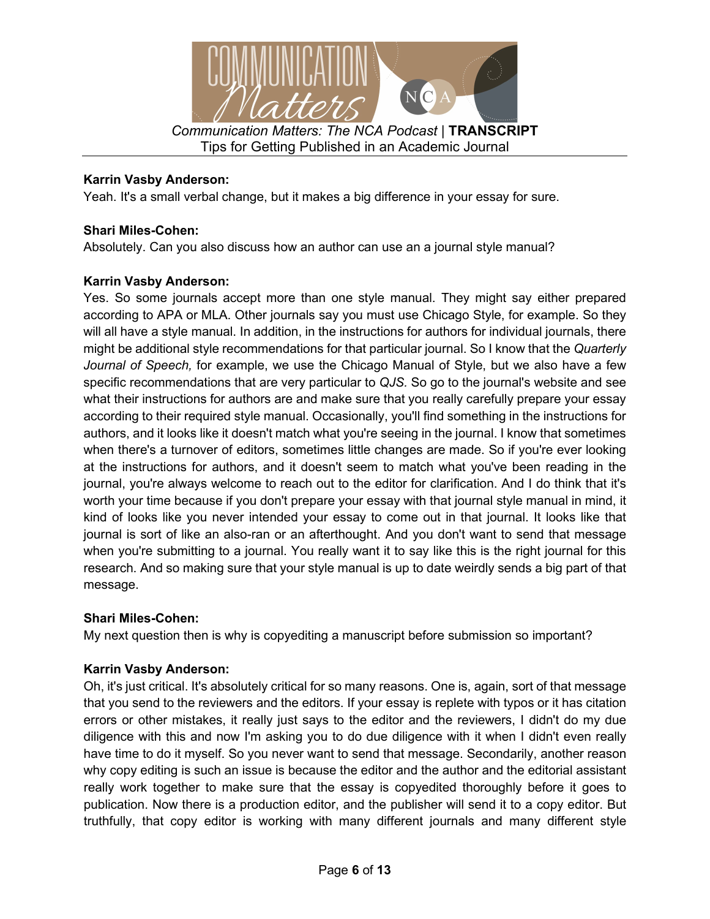**Karrin Vasby Anderson:**
Yeah. It's a small verbal change, but it makes a big difference in your essay for sure.

**Shari Miles-Cohen:**
Absolutely. Can you also discuss how an author can use an a journal style manual?

**Karrin Vasby Anderson:**
Yes. So some journals accept more than one style manual. They might say either prepared according to APA or MLA. Other journals say you must use Chicago Style, for example. So they will all have a style manual. In addition, in the instructions for authors for individual journals, there might be additional style recommendations for that particular journal. So I know that the *Quarterly Journal of Speech,* for example, we use the Chicago Manual of Style, but we also have a few specific recommendations that are very particular to *QJS.* So go to the journal's website and see what their instructions for authors are and make sure that you really carefully prepare your essay according to their required style manual. Occasionally, you'll find something in the instructions for authors, and it looks like it doesn't match what you're seeing in the journal. I know that sometimes when there's a turnover of editors, sometimes little changes are made. So if you're ever looking at the instructions for authors, and it doesn't seem to match what you've been reading in the journal, you're always welcome to reach out to the editor for clarification. And I do think that it's worth your time because if you don't prepare your essay with that journal style manual in mind, it kind of looks like you never intended your essay to come out in that journal. It looks like that journal is sort of like an also-ran or an afterthought. And you don't want to send that message when you're submitting to a journal. You really want it to say like this is the right journal for this research. And so making sure that your style manual is up to date weirdly sends a big part of that message.

**Shari Miles-Cohen:**
My next question then is why is copyediting a manuscript before submission so important?

**Karrin Vasby Anderson:**
Oh, it's just critical. It's absolutely critical for so many reasons. One is, again, sort of that message that you send to the reviewers and the editors. If your essay is replete with typos or it has citation errors or other mistakes, it really just says to the editor and the reviewers, I didn't do my due diligence with this and now I'm asking you to do due diligence with it when I didn't even really have time to do it myself. So you never want to send that message. Secondarily, another reason why copy editing is such an issue is because the editor and the author and the editorial assistant really work together to make sure that the essay is copyedited thoroughly before it goes to publication. Now there is a production editor, and the publisher will send it to a copy editor. But truthfully, that copy editor is working with many different journals and many different style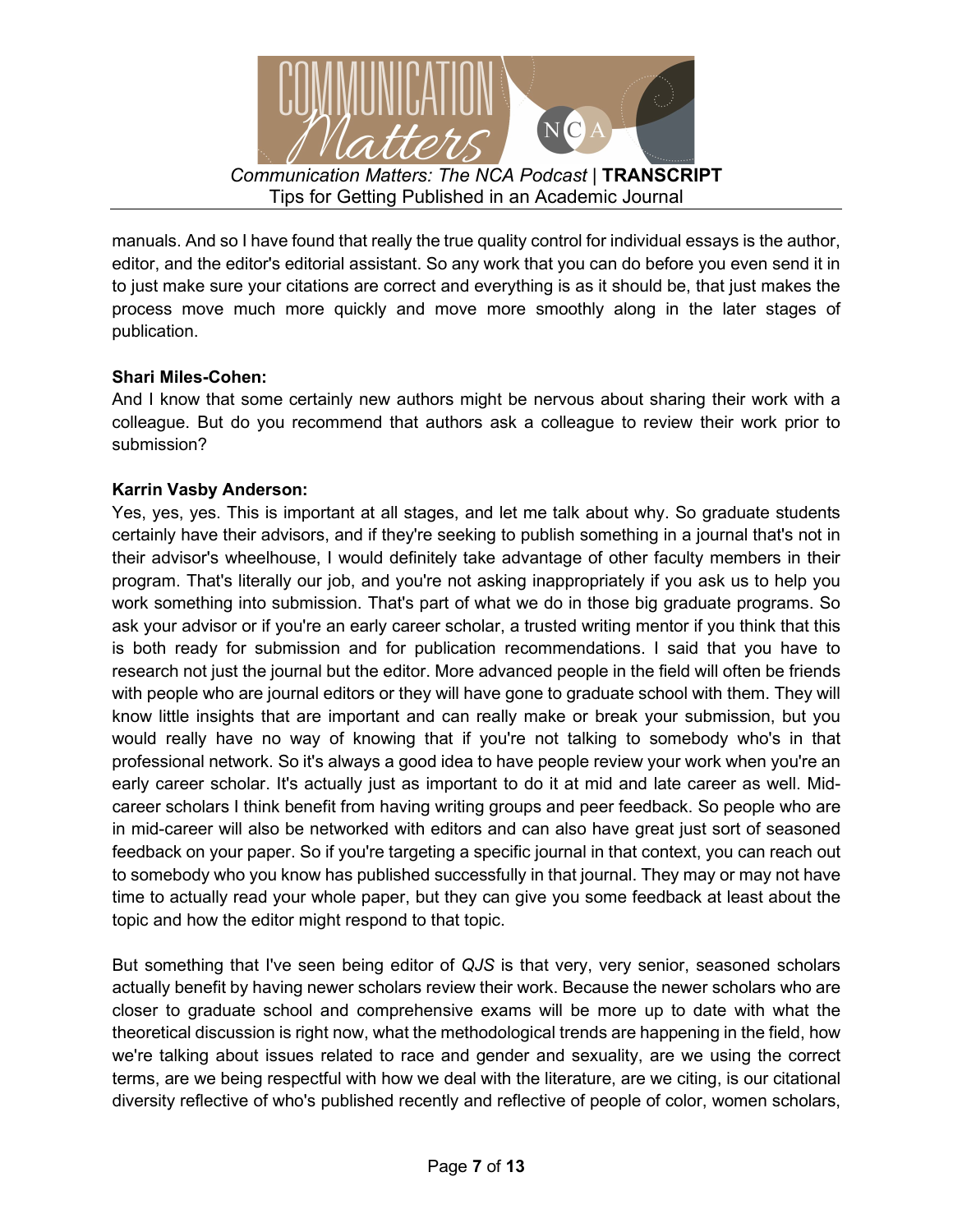manuals. And so I have found that really the true quality control for individual essays is the author, editor, and the editor's editorial assistant. So any work that you can do before you even send it in to just make sure your citations are correct and everything is as it should be, that just makes the process move much more quickly and move more smoothly along in the later stages of publication.

**Shari Miles-Cohen:**
And I know that some certainly new authors might be nervous about sharing their work with a colleague. But do you recommend that authors ask a colleague to review their work prior to submission?

**Karrin Vasby Anderson:**
Yes, yes, yes. This is important at all stages, and let me talk about why. So graduate students certainly have their advisors, and if they're seeking to publish something in a journal that's not in their advisor's wheelhouse, I would definitely take advantage of other faculty members in their program. That's literally our job, and you're not asking inappropriately if you ask us to help you work something into submission. That's part of what we do in those big graduate programs. So ask your advisor or if you're an early career scholar, a trusted writing mentor if you think that this is both ready for submission and for publication recommendations. I said that you have to research not just the journal but the editor. More advanced people in the field will often be friends with people who are journal editors or they will have gone to graduate school with them. They will know little insights that are important and can really make or break your submission, but you would really have no way of knowing that if you're not talking to somebody who's in that professional network. So it's always a good idea to have people review your work when you're an early career scholar. It's actually just as important to do it at mid and late career as well. Mid-career scholars I think benefit from having writing groups and peer feedback. So people who are in mid-career will also be networked with editors and can also have great just sort of seasoned feedback on your paper. So if you're targeting a specific journal in that context, you can reach out to somebody who you know has published successfully in that journal. They may or may not have time to actually read your whole paper, but they can give you some feedback at least about the topic and how the editor might respond to that topic.

But something that I've seen being editor of *QJS* is that very, very senior, seasoned scholars actually benefit by having newer scholars review their work. Because the newer scholars who are closer to graduate school and comprehensive exams will be more up to date with what the theoretical discussion is right now, what the methodological trends are happening in the field, how we're talking about issues related to race and gender and sexuality, are we using the correct terms, are we being respectful with how we deal with the literature, are we citing, is our citational diversity reflective of who's published recently and reflective of people of color, women scholars,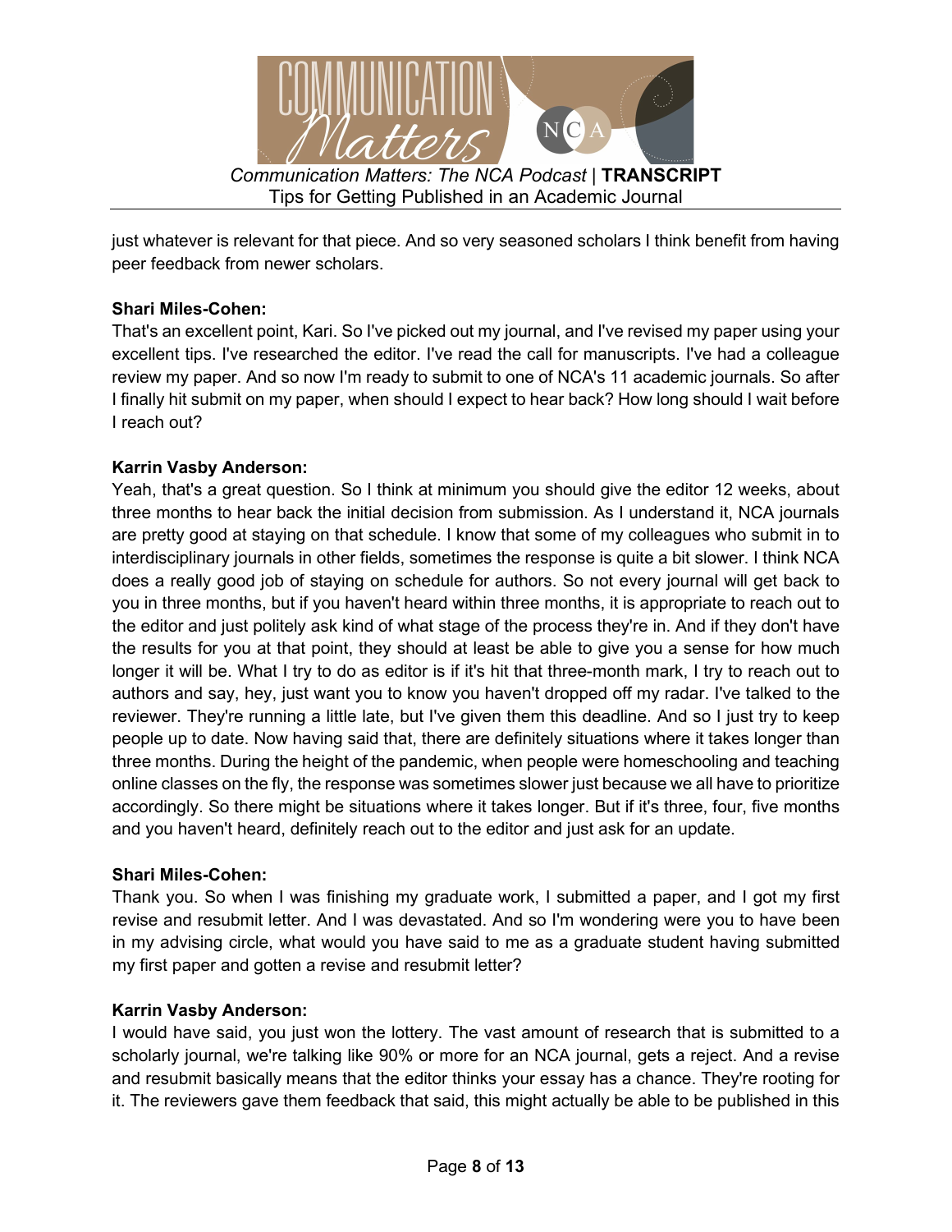just whatever is relevant for that piece. And so very seasoned scholars I think benefit from having peer feedback from newer scholars.

**Shari Miles-Cohen:**
That's an excellent point, Kari. So I've picked out my journal, and I've revised my paper using your excellent tips. I've researched the editor. I've read the call for manuscripts. I've had a colleague review my paper. And so now I'm ready to submit to one of NCA's 11 academic journals. So after I finally hit submit on my paper, when should I expect to hear back? How long should I wait before I reach out?

**Karrin Vasby Anderson:**
Yeah, that's a great question. So I think at minimum you should give the editor 12 weeks, about three months to hear back the initial decision from submission. As I understand it, NCA journals are pretty good at staying on that schedule. I know that some of my colleagues who submit in to interdisciplinary journals in other fields, sometimes the response is quite a bit slower. I think NCA does a really good job of staying on schedule for authors. So not every journal will get back to you in three months, but if you haven't heard within three months, it is appropriate to reach out to the editor and just politely ask kind of what stage of the process they're in. And if they don't have the results for you at that point, they should at least be able to give you a sense for how much longer it will be. What I try to do as editor is if it's hit that three-month mark, I try to reach out to authors and say, hey, just want you to know you haven't dropped off my radar. I've talked to the reviewer. They're running a little late, but I've given them this deadline. And so I just try to keep people up to date. Now having said that, there are definitely situations where it takes longer than three months. During the height of the pandemic, when people were homeschooling and teaching online classes on the fly, the response was sometimes slower just because we all have to prioritize accordingly. So there might be situations where it takes longer. But if it's three, four, five months and you haven't heard, definitely reach out to the editor and just ask for an update.

**Shari Miles-Cohen:**
Thank you. So when I was finishing my graduate work, I submitted a paper, and I got my first revise and resubmit letter. And I was devastated. And so I'm wondering were you to have been in my advising circle, what would you have said to me as a graduate student having submitted my first paper and gotten a revise and resubmit letter?

**Karrin Vasby Anderson:**
I would have said, you just won the lottery. The vast amount of research that is submitted to a scholarly journal, we're talking like 90% or more for an NCA journal, gets a reject. And a revise and resubmit basically means that the editor thinks your essay has a chance. They're rooting for it. The reviewers gave them feedback that said, this might actually be able to be published in this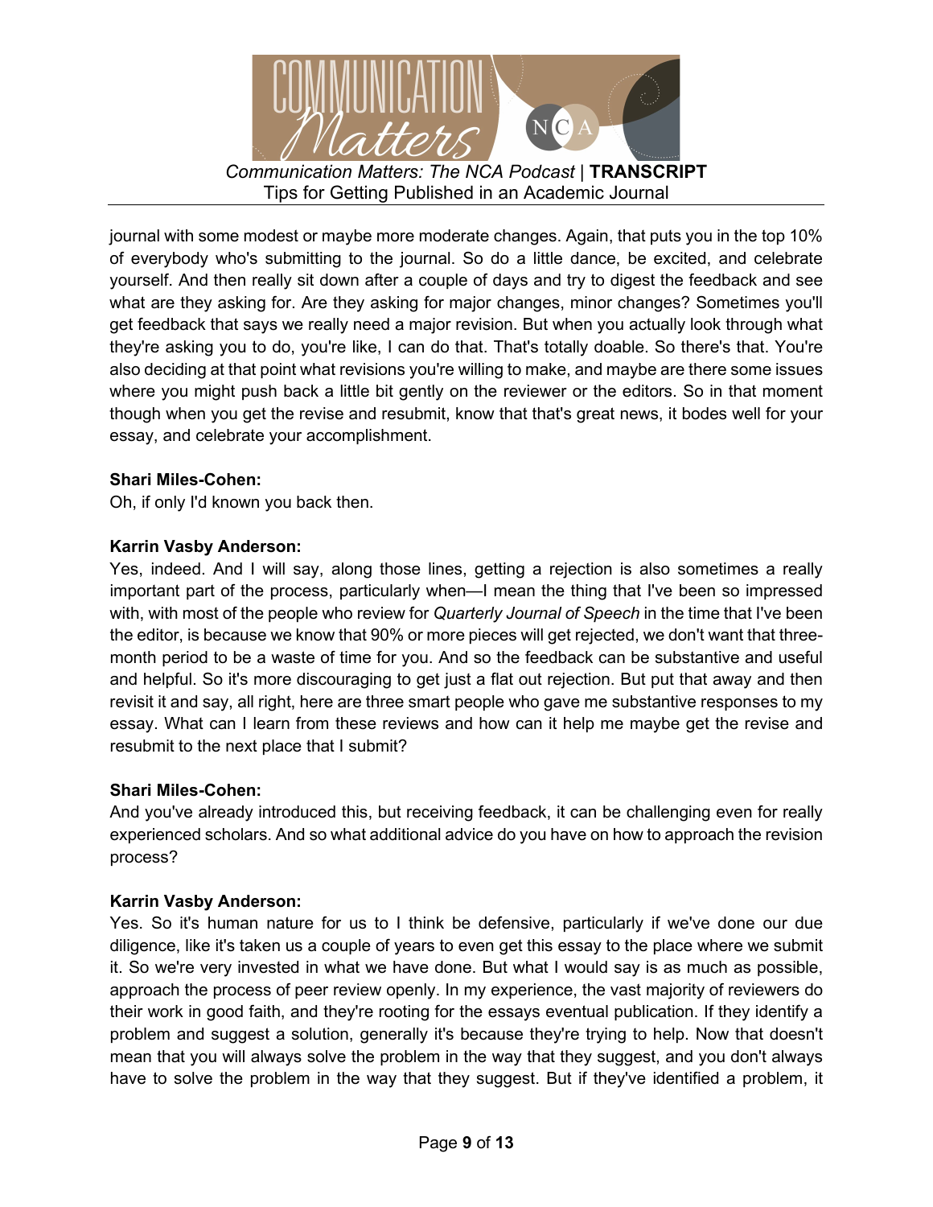journal with some modest or maybe more moderate changes. Again, that puts you in the top 10% of everybody who's submitting to the journal. So do a little dance, be excited, and celebrate yourself. And then really sit down after a couple of days and try to digest the feedback and see what are they asking for. Are they asking for major changes, minor changes? Sometimes you'll get feedback that says we really need a major revision. But when you actually look through what they're asking you to do, you're like, I can do that. That's totally doable. So there's that. You're also deciding at that point what revisions you're willing to make, and maybe are there some issues where you might push back a little bit gently on the reviewer or the editors. So in that moment though when you get the revise and resubmit, know that that's great news, it bodes well for your essay, and celebrate your accomplishment.

**Shari Miles-Cohen:**
Oh, if only I'd known you back then.

**Karrin Vasby Anderson:**
Yes, indeed. And I will say, along those lines, getting a rejection is also sometimes a really important part of the process, particularly when—I mean the thing that I've been so impressed with, with most of the people who review for *Quarterly Journal of Speech* in the time that I've been the editor, is because we know that 90% or more pieces will get rejected, we don't want that three-month period to be a waste of time for you. And so the feedback can be substantive and useful and helpful. So it's more discouraging to get just a flat out rejection. But put that away and then revisit it and say, all right, here are three smart people who gave me substantive responses to my essay. What can I learn from these reviews and how can it help me maybe get the revise and resubmit to the next place that I submit?

**Shari Miles-Cohen:**
And you've already introduced this, but receiving feedback, it can be challenging even for really experienced scholars. And so what additional advice do you have on how to approach the revision process?

**Karrin Vasby Anderson:**
Yes. So it's human nature for us to I think be defensive, particularly if we've done our due diligence, like it's taken us a couple of years to even get this essay to the place where we submit it. So we're very invested in what we have done. But what I would say is as much as possible, approach the process of peer review openly. In my experience, the vast majority of reviewers do their work in good faith, and they're rooting for the essays eventual publication. If they identify a problem and suggest a solution, generally it's because they're trying to help. Now that doesn't mean that you will always solve the problem in the way that they suggest, and you don't always have to solve the problem in the way that they suggest. But if they've identified a problem, it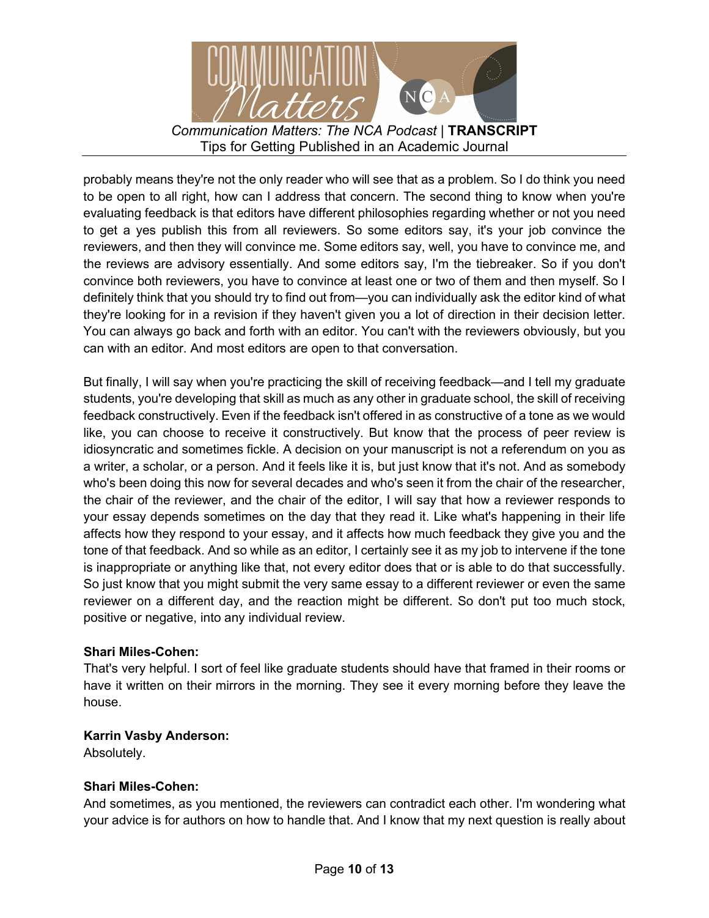probably means they're not the only reader who will see that as a problem. So I do think you need to be open to all right, how can I address that concern. The second thing to know when you're evaluating feedback is that editors have different philosophies regarding whether or not you need to get a yes publish this from all reviewers. So some editors say, it's your job convince the reviewers, and then they will convince me. Some editors say, well, you have to convince me, and the reviews are advisory essentially. And some editors say, I'm the tiebreaker. So if you don't convince both reviewers, you have to convince at least one or two of them and then myself. So I definitely think that you should try to find out from—you can individually ask the editor kind of what they're looking for in a revision if they haven't given you a lot of direction in their decision letter. You can always go back and forth with an editor. You can't with the reviewers obviously, but you can with an editor. And most editors are open to that conversation.

But finally, I will say when you're practicing the skill of receiving feedback—and I tell my graduate students, you're developing that skill as much as any other in graduate school, the skill of receiving feedback constructively. Even if the feedback isn't offered in as constructive of a tone as we would like, you can choose to receive it constructively. But know that the process of peer review is idiosyncratic and sometimes fickle. A decision on your manuscript is not a referendum on you as a writer, a scholar, or a person. And it feels like it is, but just know that it's not. And as somebody who's been doing this now for several decades and who's seen it from the chair of the researcher, the chair of the reviewer, and the chair of the editor, I will say that how a reviewer responds to your essay depends sometimes on the day that they read it. Like what's happening in their life affects how they respond to your essay, and it affects how much feedback they give you and the tone of that feedback. And so while as an editor, I certainly see it as my job to intervene if the tone is inappropriate or anything like that, not every editor does that or is able to do that successfully. So just know that you might submit the very same essay to a different reviewer or even the same reviewer on a different day, and the reaction might be different. So don't put too much stock, positive or negative, into any individual review.

**Shari Miles-Cohen:**
That's very helpful. I sort of feel like graduate students should have that framed in their rooms or have it written on their mirrors in the morning. They see it every morning before they leave the house.

**Karrin Vasby Anderson:**
Absolutely.

**Shari Miles-Cohen:**
And sometimes, as you mentioned, the reviewers can contradict each other. I'm wondering what your advice is for authors on how to handle that. And I know that my next question is really about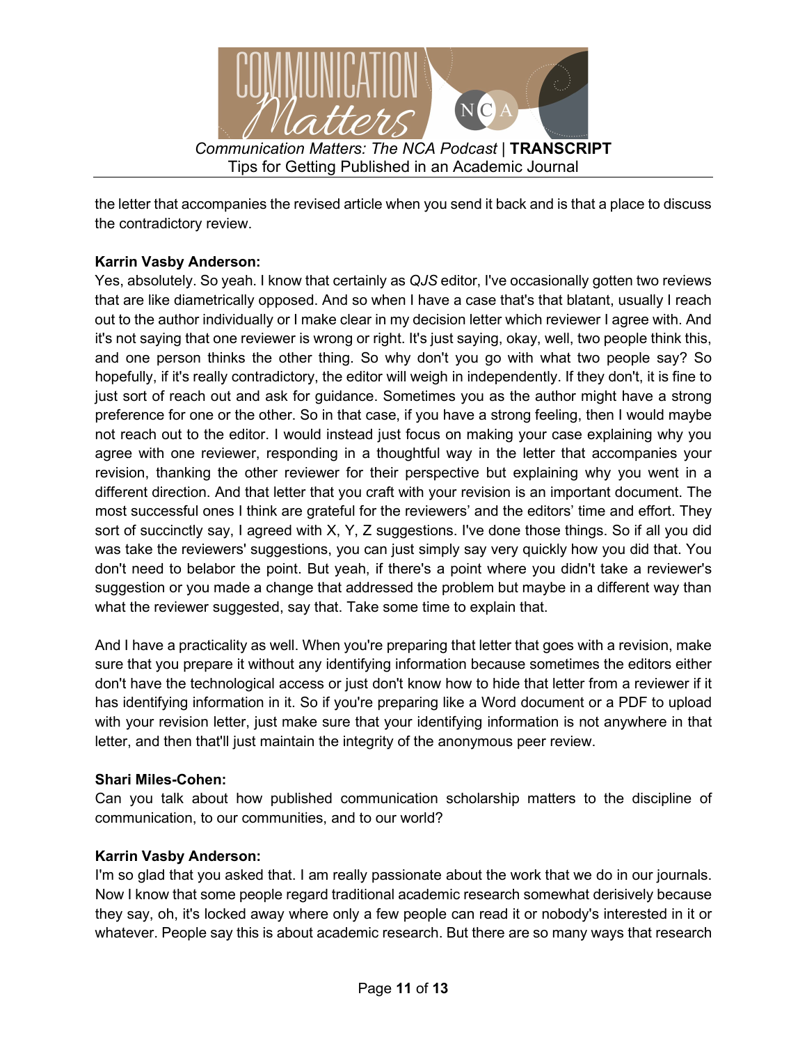the letter that accompanies the revised article when you send it back and is that a place to discuss the contradictory review.

**Karrin Vasby Anderson:**
Yes, absolutely. So yeah. I know that certainly as *QJS* editor, I've occasionally gotten two reviews that are like diametrically opposed. And so when I have a case that's that blatant, usually I reach out to the author individually or I make clear in my decision letter which reviewer I agree with. And it's not saying that one reviewer is wrong or right. It's just saying, okay, well, two people think this, and one person thinks the other thing. So why don't you go with what two people say? So hopefully, if it's really contradictory, the editor will weigh in independently. If they don't, it is fine to just sort of reach out and ask for guidance. Sometimes you as the author might have a strong preference for one or the other. So in that case, if you have a strong feeling, then I would maybe not reach out to the editor. I would instead just focus on making your case explaining why you agree with one reviewer, responding in a thoughtful way in the letter that accompanies your revision, thanking the other reviewer for their perspective but explaining why you went in a different direction. And that letter that you craft with your revision is an important document. The most successful ones I think are grateful for the reviewers' and the editors' time and effort. They sort of succinctly say, I agreed with X, Y, Z suggestions. I've done those things. So if all you did was take the reviewers' suggestions, you can just simply say very quickly how you did that. You don't need to belabor the point. But yeah, if there's a point where you didn't take a reviewer's suggestion or you made a change that addressed the problem but maybe in a different way than what the reviewer suggested, say that. Take some time to explain that.

And I have a practicality as well. When you're preparing that letter that goes with a revision, make sure that you prepare it without any identifying information because sometimes the editors either don't have the technological access or just don't know how to hide that letter from a reviewer if it has identifying information in it. So if you're preparing like a Word document or a PDF to upload with your revision letter, just make sure that your identifying information is not anywhere in that letter, and then that'll just maintain the integrity of the anonymous peer review.

**Shari Miles-Cohen:**
Can you talk about how published communication scholarship matters to the discipline of communication, to our communities, and to our world?

**Karrin Vasby Anderson:**
I'm so glad that you asked that. I am really passionate about the work that we do in our journals. Now I know that some people regard traditional academic research somewhat derisively because they say, oh, it's locked away where only a few people can read it or nobody's interested in it or whatever. People say this is about academic research. But there are so many ways that research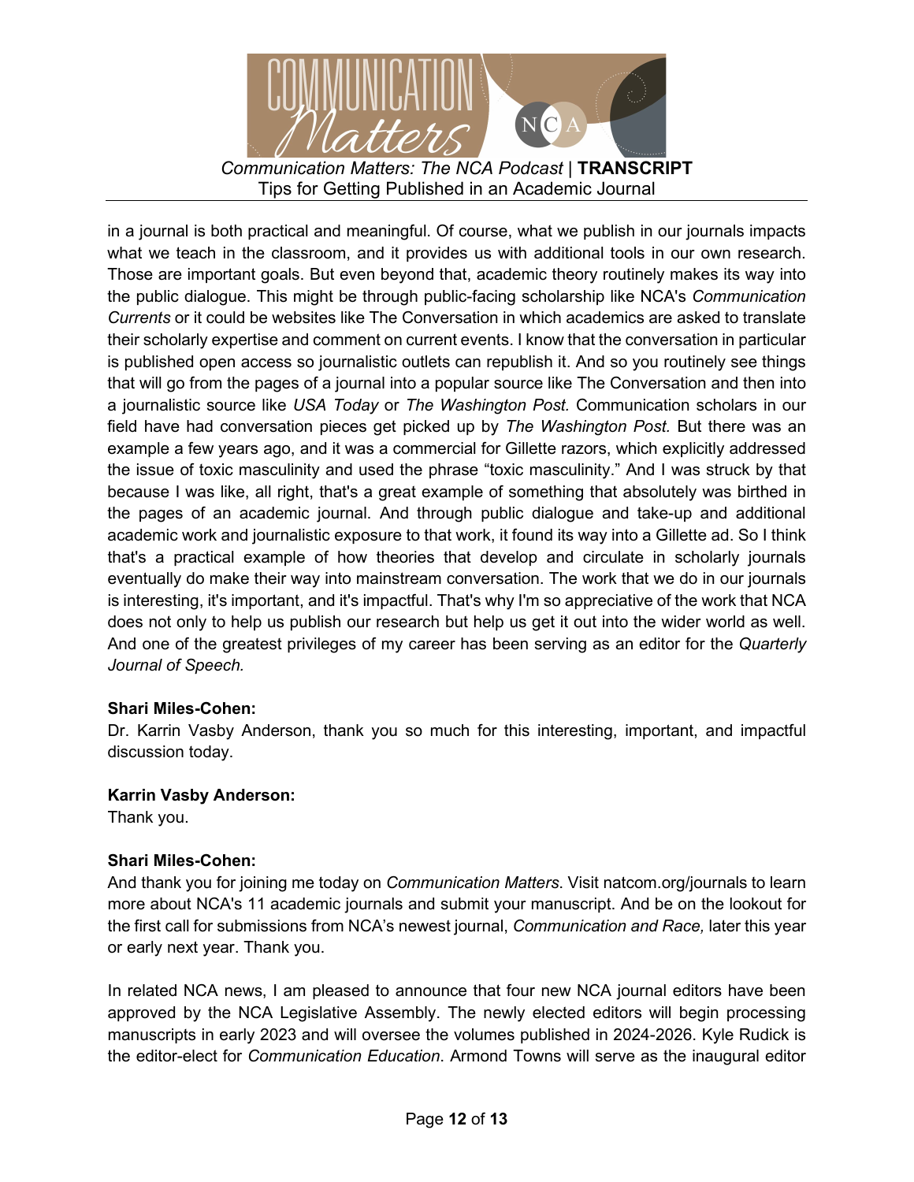in a journal is both practical and meaningful. Of course, what we publish in our journals impacts what we teach in the classroom, and it provides us with additional tools in our own research. Those are important goals. But even beyond that, academic theory routinely makes its way into the public dialogue. This might be through public-facing scholarship like NCA's *Communication Currents* or it could be websites like The Conversation in which academics are asked to translate their scholarly expertise and comment on current events. I know that the conversation in particular is published open access so journalistic outlets can republish it. And so you routinely see things that will go from the pages of a journal into a popular source like The Conversation and then into a journalistic source like *USA Today* or *The Washington Post.* Communication scholars in our field have had conversation pieces get picked up by *The Washington Post.* But there was an example a few years ago, and it was a commercial for Gillette razors, which explicitly addressed the issue of toxic masculinity and used the phrase "toxic masculinity." And I was struck by that because I was like, all right, that's a great example of something that absolutely was birthed in the pages of an academic journal. And through public dialogue and take-up and additional academic work and journalistic exposure to that work, it found its way into a Gillette ad. So I think that's a practical example of how theories that develop and circulate in scholarly journals eventually do make their way into mainstream conversation. The work that we do in our journals is interesting, it's important, and it's impactful. That's why I'm so appreciative of the work that NCA does not only to help us publish our research but help us get it out into the wider world as well. And one of the greatest privileges of my career has been serving as an editor for the *Quarterly Journal of Speech.*

**Shari Miles-Cohen:**
Dr. Karrin Vasby Anderson, thank you so much for this interesting, important, and impactful discussion today.

**Karrin Vasby Anderson:**
Thank you.

**Shari Miles-Cohen:**
And thank you for joining me today on *Communication Matters*. Visit natcom.org/journals to learn more about NCA's 11 academic journals and submit your manuscript. And be on the lookout for the first call for submissions from NCA's newest journal, *Communication and Race,* later this year or early next year. Thank you.

In related NCA news, I am pleased to announce that four new NCA journal editors have been approved by the NCA Legislative Assembly. The newly elected editors will begin processing manuscripts in early 2023 and will oversee the volumes published in 2024-2026. Kyle Rudick is the editor-elect for *Communication Education*. Armond Towns will serve as the inaugural editor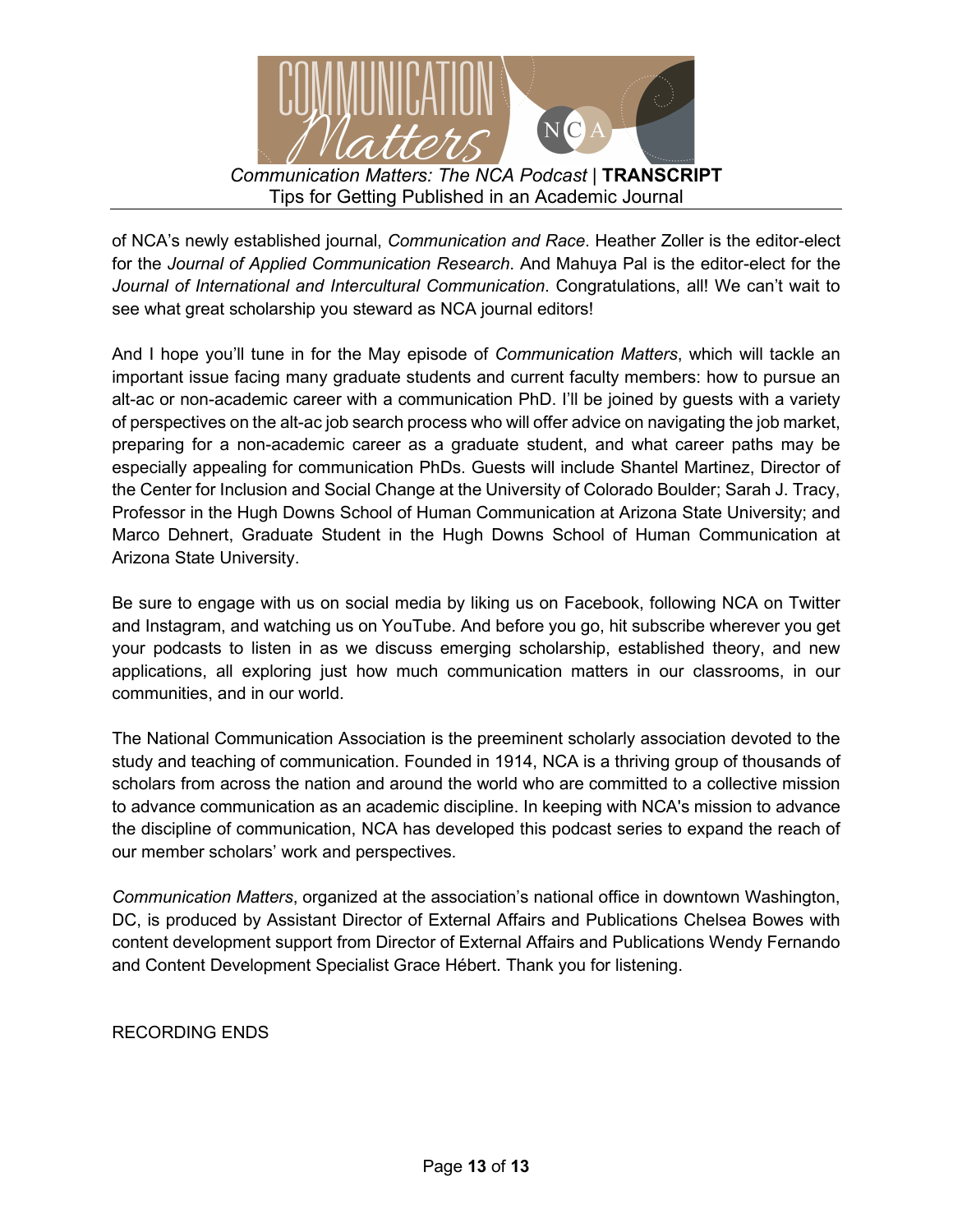of NCA's newly established journal, *Communication and Race*. Heather Zoller is the editor-elect for the *Journal of Applied Communication Research*. And Mahuya Pal is the editor-elect for the *Journal of International and Intercultural Communication*. Congratulations, all! We can't wait to see what great scholarship you steward as NCA journal editors!

And I hope you'll tune in for the May episode of *Communication Matters*, which will tackle an important issue facing many graduate students and current faculty members: how to pursue an alt-ac or non-academic career with a communication PhD. I'll be joined by guests with a variety of perspectives on the alt-ac job search process who will offer advice on navigating the job market, preparing for a non-academic career as a graduate student, and what career paths may be especially appealing for communication PhDs. Guests will include Shantel Martinez, Director of the Center for Inclusion and Social Change at the University of Colorado Boulder; Sarah J. Tracy, Professor in the Hugh Downs School of Human Communication at Arizona State University; and Marco Dehnert, Graduate Student in the Hugh Downs School of Human Communication at Arizona State University.

Be sure to engage with us on social media by liking us on Facebook, following NCA on Twitter and Instagram, and watching us on YouTube. And before you go, hit subscribe wherever you get your podcasts to listen in as we discuss emerging scholarship, established theory, and new applications, all exploring just how much communication matters in our classrooms, in our communities, and in our world.

The National Communication Association is the preeminent scholarly association devoted to the study and teaching of communication. Founded in 1914, NCA is a thriving group of thousands of scholars from across the nation and around the world who are committed to a collective mission to advance communication as an academic discipline. In keeping with NCA's mission to advance the discipline of communication, NCA has developed this podcast series to expand the reach of our member scholars' work and perspectives.

*Communication Matters*, organized at the association's national office in downtown Washington, DC, is produced by Assistant Director of External Affairs and Publications Chelsea Bowes with content development support from Director of External Affairs and Publications Wendy Fernando and Content Development Specialist Grace Hébert. Thank you for listening.

RECORDING ENDS